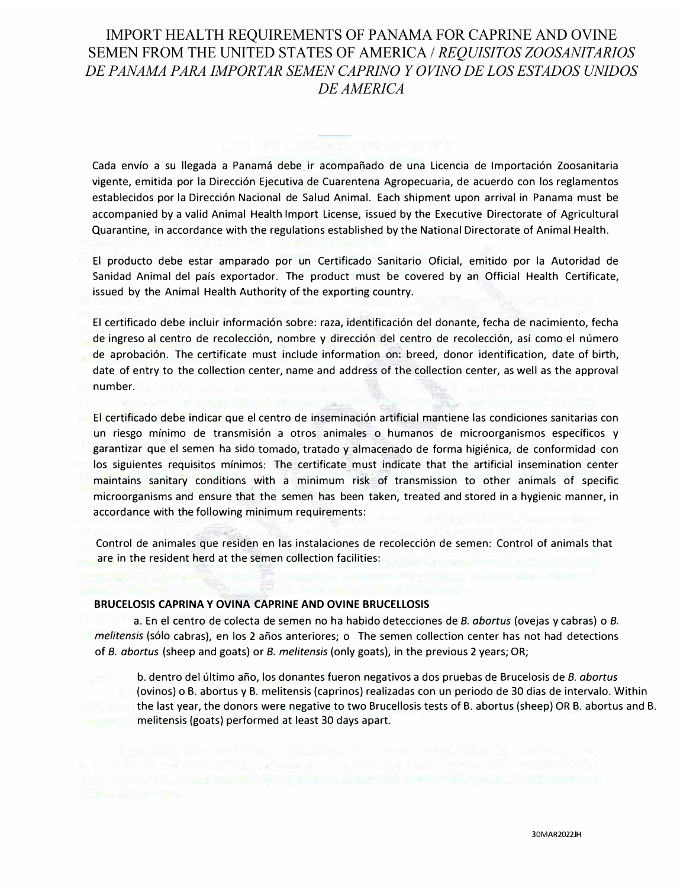# IMPORT HEALTH REQUIREMENTS OF PANAMA FOR CAPRINE AND OVINE SEMEN FROM THE UNITED STATES OF AMERICA / *REQUISITOS ZOOSANITARIOS DE PANAMA PARA IMPORTAR SEMEN CAPRINO Y OVINO DE LOS ESTADOS UNIDOS DE AMERICA*

Cada envío a su llegada a Panamá debe ir acompañado de una Licencia de Importación Zoosanitaria vigente, emitida por la Dirección Ejecutiva de Cuarentena Agropecuaria, de acuerdo con los reglamentos establecidos por la Dirección Nacional de Salud Animal. Each shipment upon arrival in Panama must be accompanied by a valid Animal Health Import License, issued by the Executive Directorate of Agricultural Quarantine, in accordance with the regulations established by the National Directorate of Animal Health.

El producto debe estar amparado por un Certificado Sanitario Oficial, emitido por la Autoridad de Sanidad Animal del país exportador. The product must be covered by an Official Health Certificate, issued by the Animal Health Authority of the exporting country.

El certificado debe incluir información sobre: raza, identificación del donante, fecha de nacimiento, fecha de ingreso al centro de recolección, nombre y dirección del centro de recolección, así como el número de aprobación. The certificate must include information on: breed, donor identification, date of birth, date of entry to the collection center, name and address of the collection center, as well as the approval number.

El certificado debe indicar que el centro de inseminación artificial mantiene las condiciones sanitarias con un riesgo mínimo de transmisión a otros animales o humanos de microorganismos específicos y garantizar que el semen ha sido tomado, tratado y almacenado de forma higiénica, de conformidad con los siguientes requisitos mínimos: The certificate must indicate that the artificial insemination center maintains sanitary conditions with a minimum risk of transmission to other animals of specific microorganisms and ensure that the semen has been taken, treated and stored in a hygienic manner, in accordance with the following minimum requirements:

Control de animales que residen en las instalaciones de recolección de semen: Control of animals that are in the resident herd at the semen collection facilities:

**BRUCELOSIS CAPRINA Y OVINA CAPRINE AND OVINE BRUCELLOSIS**

a. En el centro de colecta de semen no ha habido detecciones de *B. abortus* (ovejas y cabras) o *B. melitensis* (sólo cabras), en los 2 años anteriores; o The semen collection center has not had detections of *B. abortus* (sheep and goats) or *B. melitensis* (only goats), in the previous 2 years; OR;

b. dentro del último año, los donantes fueron negativos a dos pruebas de Brucelosis de *B. abortus* (ovinos) o B. abortus y B. melitensis (caprinos) realizadas con un periodo de 30 dias de intervalo. Within the last year, the donors were negative to two Brucellosis tests of B. abortus (sheep) OR B. abortus and B. melitensis (goats) performed at least 30 days apart.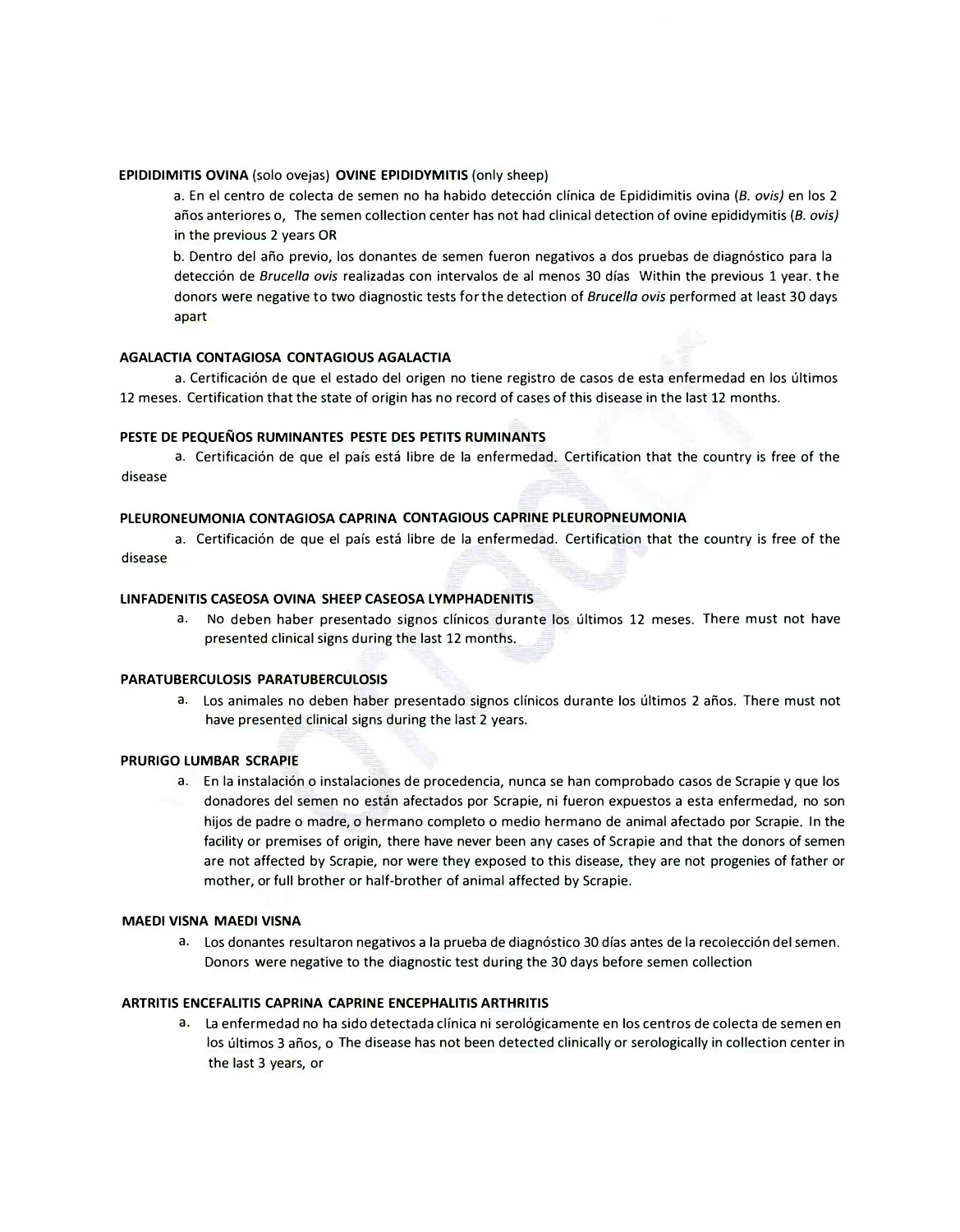**EPIDIDIMITIS OVINA** (solo ovejas) **OVINE EPIDIDYMITIS** (only sheep)

a. En el centro de colecta de semen no ha habido detección clínica de Epididimitis ovina (*B. ovis)* en los 2 años anteriores o, The semen collection center has not had clinical detection of ovine epididymitis (*B. ovis)* in the previous 2 years OR

b. Dentro del año previo, los donantes de semen fueron negativos a dos pruebas de diagnóstico para la detección de *Brucella ovis* realizadas con intervalos de al menos 30 días Within the previous 1 year. the donors were negative to two diagnostic tests for the detection of *Brucella ovis* performed at least 30 days apart

**AGALACTIA CONTAGIOSA CONTAGIOUS AGALACTIA**

a. Certificación de que el estado del origen no tiene registro de casos de esta enfermedad en los últimos 12 meses. Certification that the state of origin has no record of cases of this disease in the last 12 months.

**PESTE DE PEQUEÑOS RUMINANTES PESTE DES PETITS RUMINANTS**

a. Certificación de que el país está libre de la enfermedad. Certification that the country is free of the disease

**PLEURONEUMONIA CONTAGIOSA CAPRINA CONTAGIOUS CAPRINE PLEUROPNEUMONIA**

a. Certificación de que el país está libre de la enfermedad. Certification that the country is free of the disease

**LINFADENITIS CASEOSA OVINA SHEEP CASEOSA LYMPHADENITIS**

a. No deben haber presentado signos clínicos durante los últimos 12 meses. There must not have presented clinical signs during the last 12 months.

**PARATUBERCULOSIS PARATUBERCULOSIS**

a. Los animales no deben haber presentado signos clínicos durante los últimos 2 años. There must not have presented clinical signs during the last 2 years.

**PRURIGO LUMBAR SCRAPIE**

a. En la instalación o instalaciones de procedencia, nunca se han comprobado casos de Scrapie y que los donadores del semen no están afectados por Scrapie, ni fueron expuestos a esta enfermedad, no son hijos de padre o madre, o hermano completo o medio hermano de animal afectado por Scrapie. In the facility or premises of origin, there have never been any cases of Scrapie and that the donors of semen are not affected by Scrapie, nor were they exposed to this disease, they are not progenies of father or mother, or full brother or half-brother of animal affected by Scrapie.

**MAEDI VISNA MAEDI VISNA**

a. Los donantes resultaron negativos a la prueba de diagnóstico 30 días antes de la recolección del semen. Donors were negative to the diagnostic test during the 30 days before semen collection

**ARTRITIS ENCEFALITIS CAPRINA CAPRINE ENCEPHALITIS ARTHRITIS**

a. La enfermedad no ha sido detectada clínica ni serológicamente en los centros de colecta de semen en los últimos 3 años, o The disease has not been detected clinically or serologically in collection center in the last 3 years, or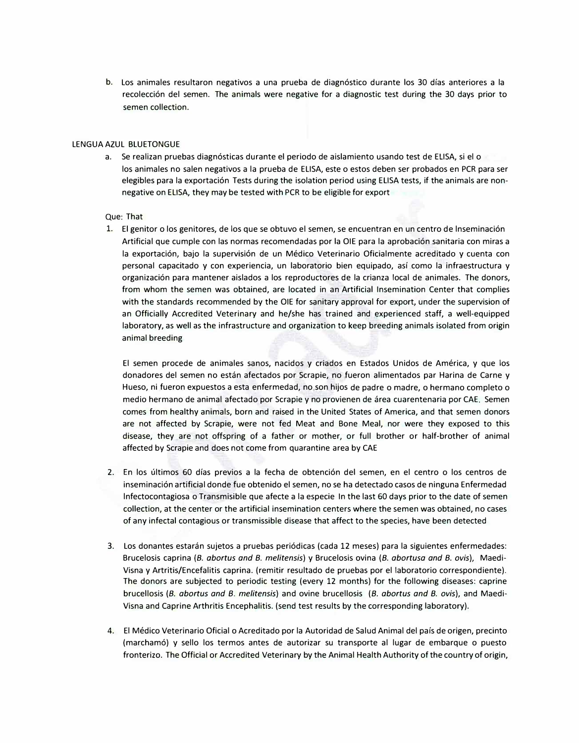b. Los animales resultaron negativos a una prueba de diagnóstico durante los 30 días anteriores a la recolección del semen. The animals were negative for a diagnostic test during the 30 days prior to semen collection.

LENGUA AZUL BLUETONGUE

a. Se realizan pruebas diagnósticas durante el periodo de aislamiento usando test de ELISA, si el o los animales no salen negativos a la prueba de ELISA, este o estos deben ser probados en PCR para ser elegibles para la exportación Tests during the isolation period using ELISA tests, if the animals are non-negative on ELISA, they may be tested with PCR to be eligible for export

Que: That

1. El genitor o los genitores, de los que se obtuvo el semen, se encuentran en un centro de Inseminación Artificial que cumple con las normas recomendadas por la OIE para la aprobación sanitaria con miras a la exportación, bajo la supervisión de un Médico Veterinario Oficialmente acreditado y cuenta con personal capacitado y con experiencia, un laboratorio bien equipado, así como la infraestructura y organización para mantener aislados a los reproductores de la crianza local de animales. The donors, from whom the semen was obtained, are located in an Artificial Insemination Center that complies with the standards recommended by the OIE for sanitary approval for export, under the supervision of an Officially Accredited Veterinary and he/she has trained and experienced staff, a well-equipped laboratory, as well as the infrastructure and organization to keep breeding animals isolated from origin animal breeding

   El semen procede de animales sanos, nacidos y criados en Estados Unidos de América, y que los donadores del semen no están afectados por Scrapie, no fueron alimentados par Harina de Carne y Hueso, ni fueron expuestos a esta enfermedad, no son hijos de padre o madre, o hermano completo o medio hermano de animal afectado por Scrapie y no provienen de área cuarentenaria por CAE. Semen comes from healthy animals, born and raised in the United States of America, and that semen donors are not affected by Scrapie, were not fed Meat and Bone Meal, nor were they exposed to this disease, they are not offspring of a father or mother, or full brother or half-brother of animal affected by Scrapie and does not come from quarantine area by CAE

2. En los últimos 60 días previos a la fecha de obtención del semen, en el centro o los centros de inseminación artificial donde fue obtenido el semen, no se ha detectado casos de ninguna Enfermedad Infectocontagiosa o Transmisible que afecte a la especie In the last 60 days prior to the date of semen collection, at the center or the artificial insemination centers where the semen was obtained, no cases of any infectal contagious or transmissible disease that affect to the species, have been detected

3. Los donantes estarán sujetos a pruebas periódicas (cada 12 meses) para la siguientes enfermedades: Brucelosis caprina (*B. abortus and B. melitensis*) y Brucelosis ovina (*B. abortusa and B. ovis*), Maedi-Visna y Artritis/Encefalitis caprina. (remitir resultado de pruebas por el laboratorio correspondiente). The donors are subjected to periodic testing (every 12 months) for the following diseases: caprine brucellosis (*B. abortus and B. melitensis*) and ovine brucellosis (*B. abortus and B. ovis*), and Maedi-Visna and Caprine Arthritis Encephalitis. (send test results by the corresponding laboratory).

4. El Médico Veterinario Oficial o Acreditado por la Autoridad de Salud Animal del país de origen, precinto (marchamó) y sello los termos antes de autorizar su transporte al lugar de embarque o puesto fronterizo. The Official or Accredited Veterinary by the Animal Health Authority of the country of origin,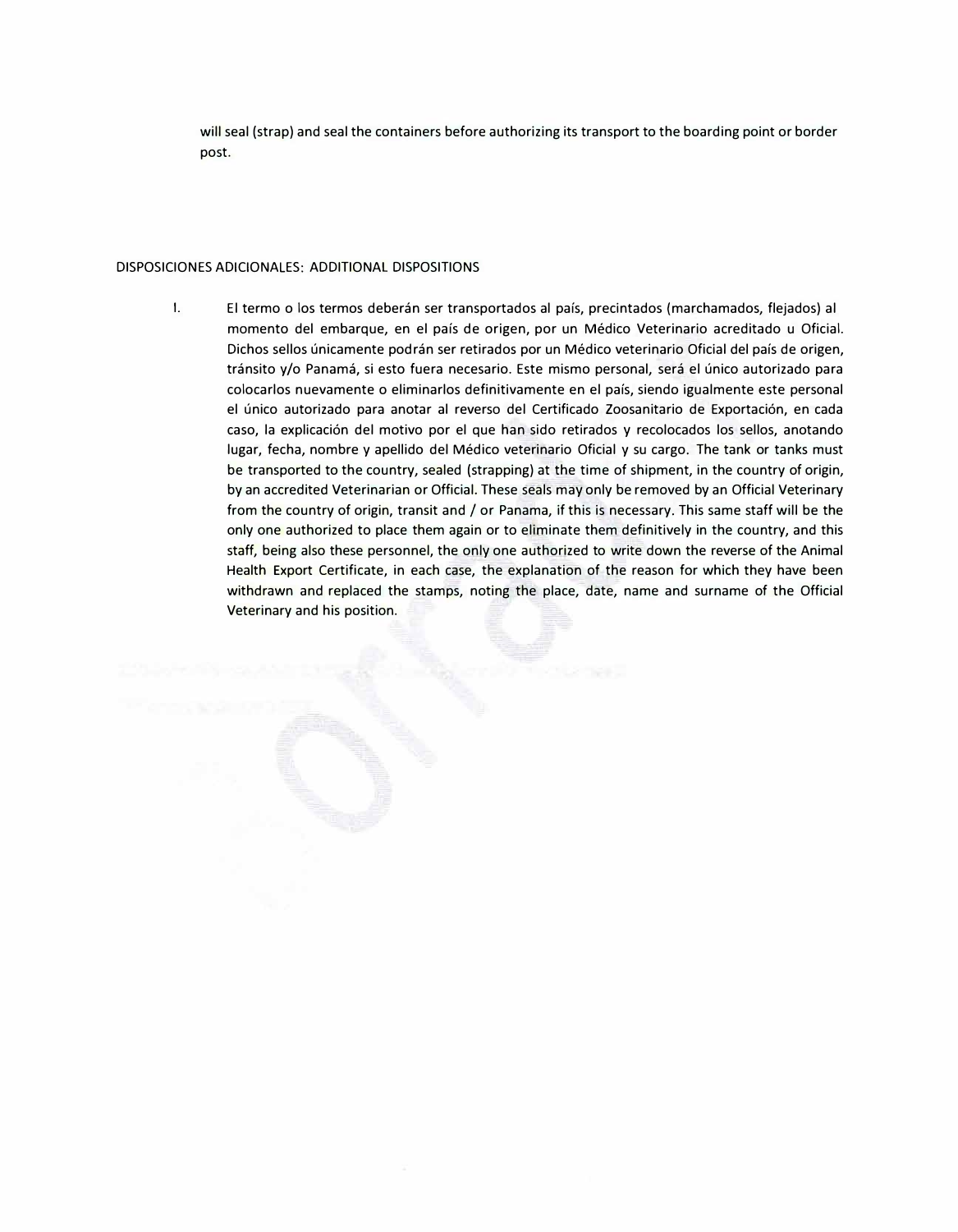will seal (strap) and seal the containers before authorizing its transport to the boarding point or border post.

DISPOSICIONES ADICIONALES: ADDITIONAL DISPOSITIONS

I. El termo o los termos deberán ser transportados al país, precintados (marchamados, flejados) al momento del embarque, en el país de origen, por un Médico Veterinario acreditado u Oficial. Dichos sellos únicamente podrán ser retirados por un Médico veterinario Oficial del país de origen, tránsito y/o Panamá, si esto fuera necesario. Este mismo personal, será el único autorizado para colocarlos nuevamente o eliminarlos definitivamente en el país, siendo igualmente este personal el único autorizado para anotar al reverso del Certificado Zoosanitario de Exportación, en cada caso, la explicación del motivo por el que han sido retirados y recolocados los sellos, anotando lugar, fecha, nombre y apellido del Médico veterinario Oficial y su cargo. The tank or tanks must be transported to the country, sealed (strapping) at the time of shipment, in the country of origin, by an accredited Veterinarian or Official. These seals may only be removed by an Official Veterinary from the country of origin, transit and / or Panama, if this is necessary. This same staff will be the only one authorized to place them again or to eliminate them definitively in the country, and this staff, being also these personnel, the only one authorized to write down the reverse of the Animal Health Export Certificate, in each case, the explanation of the reason for which they have been withdrawn and replaced the stamps, noting the place, date, name and surname of the Official Veterinary and his position.